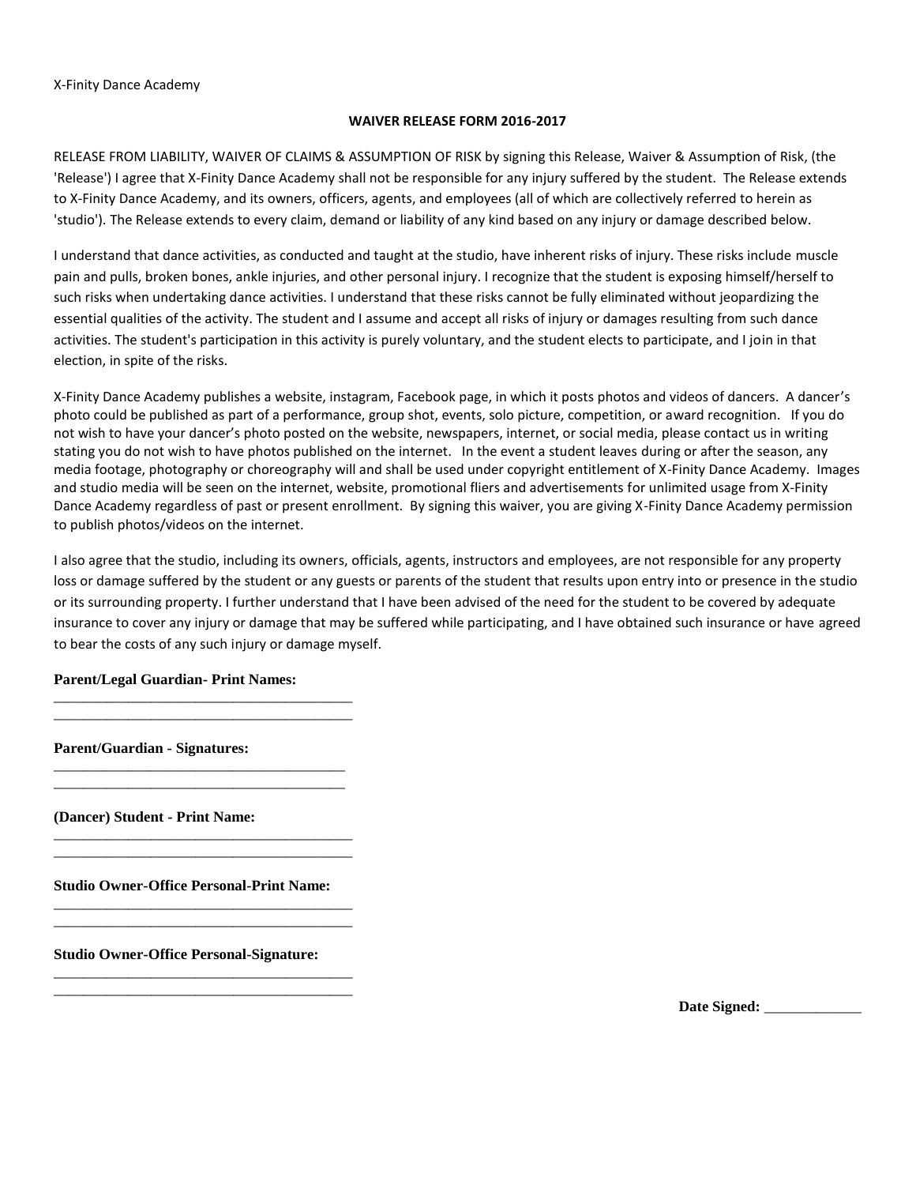X-Finity Dance Academy

**WAIVER RELEASE FORM 2016-2017**

RELEASE FROM LIABILITY, WAIVER OF CLAIMS & ASSUMPTION OF RISK by signing this Release, Waiver & Assumption of Risk, (the 'Release') I agree that X-Finity Dance Academy shall not be responsible for any injury suffered by the student. The Release extends to X-Finity Dance Academy, and its owners, officers, agents, and employees (all of which are collectively referred to herein as 'studio'). The Release extends to every claim, demand or liability of any kind based on any injury or damage described below.

I understand that dance activities, as conducted and taught at the studio, have inherent risks of injury. These risks include muscle pain and pulls, broken bones, ankle injuries, and other personal injury. I recognize that the student is exposing himself/herself to such risks when undertaking dance activities. I understand that these risks cannot be fully eliminated without jeopardizing the essential qualities of the activity. The student and I assume and accept all risks of injury or damages resulting from such dance activities. The student's participation in this activity is purely voluntary, and the student elects to participate, and I join in that election, in spite of the risks.

X-Finity Dance Academy publishes a website, instagram, Facebook page, in which it posts photos and videos of dancers. A dancer's photo could be published as part of a performance, group shot, events, solo picture, competition, or award recognition. If you do not wish to have your dancer's photo posted on the website, newspapers, internet, or social media, please contact us in writing stating you do not wish to have photos published on the internet. In the event a student leaves during or after the season, any media footage, photography or choreography will and shall be used under copyright entitlement of X-Finity Dance Academy. Images and studio media will be seen on the internet, website, promotional fliers and advertisements for unlimited usage from X-Finity Dance Academy regardless of past or present enrollment. By signing this waiver, you are giving X-Finity Dance Academy permission to publish photos/videos on the internet.

I also agree that the studio, including its owners, officials, agents, instructors and employees, are not responsible for any property loss or damage suffered by the student or any guests or parents of the student that results upon entry into or presence in the studio or its surrounding property. I further understand that I have been advised of the need for the student to be covered by adequate insurance to cover any injury or damage that may be suffered while participating, and I have obtained such insurance or have agreed to bear the costs of any such injury or damage myself.

**Parent/Legal Guardian- Print Names:**

\_\_\_\_\_\_\_\_\_\_\_\_\_\_\_\_\_\_\_\_\_\_\_\_\_\_\_\_\_\_\_\_\_\_\_\_\_\_\_\_

\_\_\_\_\_\_\_\_\_\_\_\_\_\_\_\_\_\_\_\_\_\_\_\_\_\_\_\_\_\_\_\_\_\_\_\_\_\_\_\_

**Parent/Guardian - Signatures:**

\_\_\_\_\_\_\_\_\_\_\_\_\_\_\_\_\_\_\_\_\_\_\_\_\_\_\_\_\_\_\_\_\_\_\_\_\_\_\_\_

\_\_\_\_\_\_\_\_\_\_\_\_\_\_\_\_\_\_\_\_\_\_\_\_\_\_\_\_\_\_\_\_\_\_\_\_\_\_\_\_

**(Dancer) Student - Print Name:**

\_\_\_\_\_\_\_\_\_\_\_\_\_\_\_\_\_\_\_\_\_\_\_\_\_\_\_\_\_\_\_\_\_\_\_\_\_\_\_\_

\_\_\_\_\_\_\_\_\_\_\_\_\_\_\_\_\_\_\_\_\_\_\_\_\_\_\_\_\_\_\_\_\_\_\_\_\_\_\_\_

**Studio Owner-Office Personal-Print Name:**

\_\_\_\_\_\_\_\_\_\_\_\_\_\_\_\_\_\_\_\_\_\_\_\_\_\_\_\_\_\_\_\_\_\_\_\_\_\_\_\_

\_\_\_\_\_\_\_\_\_\_\_\_\_\_\_\_\_\_\_\_\_\_\_\_\_\_\_\_\_\_\_\_\_\_\_\_\_\_\_\_

**Studio Owner-Office Personal-Signature:**

\_\_\_\_\_\_\_\_\_\_\_\_\_\_\_\_\_\_\_\_\_\_\_\_\_\_\_\_\_\_\_\_\_\_\_\_\_\_\_\_

\_\_\_\_\_\_\_\_\_\_\_\_\_\_\_\_\_\_\_\_\_\_\_\_\_\_\_\_\_\_\_\_\_\_\_\_\_\_\_\_

**Date Signed:** \_\_\_\_\_\_\_\_\_\_\_\_\_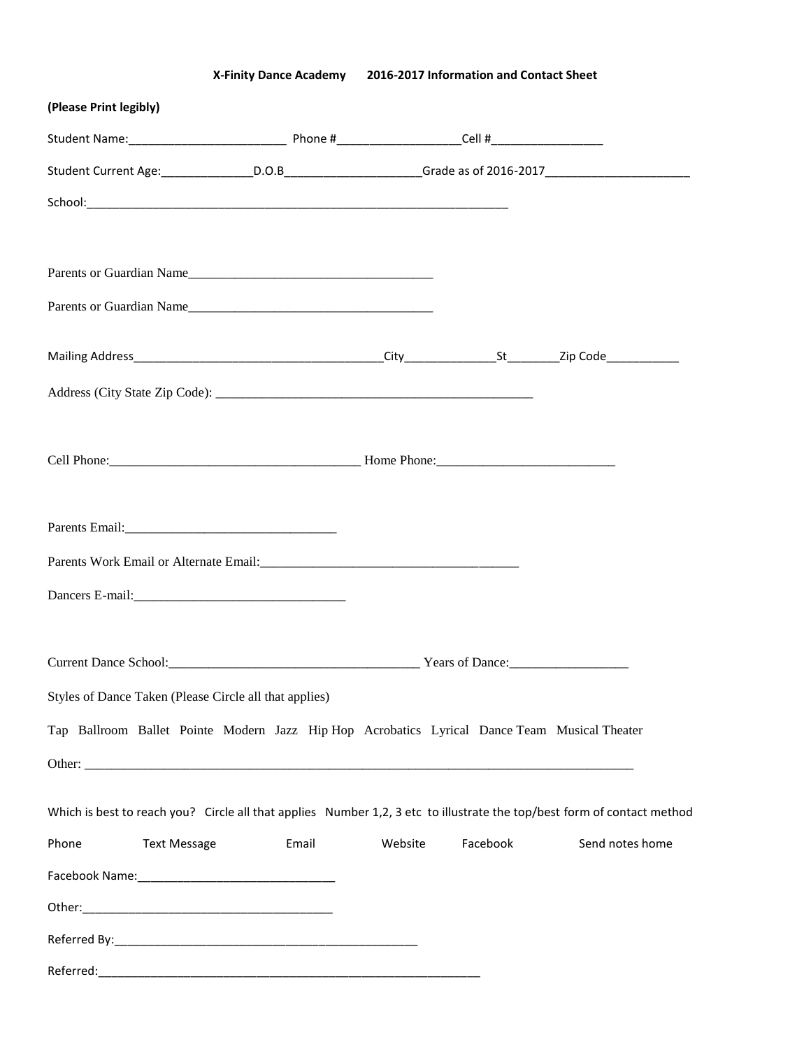**X-Finity Dance Academy 2016-2017 Information and Contact Sheet**

**(Please Print legibly)**

Student Name:________________________ Phone #___________________Cell #_________________

Student Current Age:______________D.O.B_____________________Grade as of 2016-2017______________________

School:_________________________________________________________________

Parents or Guardian Name____________________________________

Parents or Guardian Name____________________________________

Mailing Address_____________________________________City______________St________Zip Code___________

Address (City State Zip Code): _______________________________________________

Cell Phone:_____________________________________ Home Phone:__________________________

Parents Email:________________________________

Parents Work Email or Alternate Email:_______________________________________

Dancers E-mail:________________________________

Current Dance School:_____________________________________ Years of Dance:_________________

Styles of Dance Taken (Please Circle all that applies)

Tap Ballroom Ballet Pointe Modern Jazz Hip Hop Acrobatics Lyrical Dance Team Musical Theater

Other: ________________________________________________________________________________

Which is best to reach you? Circle all that applies Number 1,2, 3 etc to illustrate the top/best form of contact method

Phone Text Message Email Website Facebook Send notes home

Facebook Name:______________________________

Other:______________________________________

Referred By:_______________________________________________

Referred:_____________________________________________________________